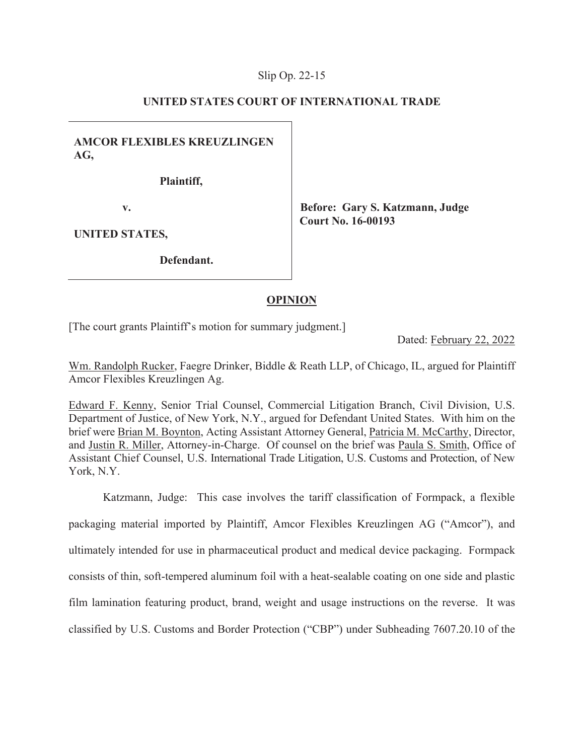Slip Op. 22-15

**UNITED STATES COURT OF INTERNATIONAL TRADE**

**AMCOR FLEXIBLES KREUZLINGEN AG,**

**Plaintiff,**

**v.**

**UNITED STATES,**

**Defendant.**

**Before: Gary S. Katzmann, Judge**
**Court No. 16-00193**

**OPINION**

[The court grants Plaintiff's motion for summary judgment.]

Dated: February 22, 2022

Wm. Randolph Rucker, Faegre Drinker, Biddle & Reath LLP, of Chicago, IL, argued for Plaintiff Amcor Flexibles Kreuzlingen Ag.

Edward F. Kenny, Senior Trial Counsel, Commercial Litigation Branch, Civil Division, U.S. Department of Justice, of New York, N.Y., argued for Defendant United States. With him on the brief were Brian M. Boynton, Acting Assistant Attorney General, Patricia M. McCarthy, Director, and Justin R. Miller, Attorney-in-Charge. Of counsel on the brief was Paula S. Smith, Office of Assistant Chief Counsel, U.S. International Trade Litigation, U.S. Customs and Protection, of New York, N.Y.

Katzmann, Judge: This case involves the tariff classification of Formpack, a flexible packaging material imported by Plaintiff, Amcor Flexibles Kreuzlingen AG ("Amcor"), and ultimately intended for use in pharmaceutical product and medical device packaging. Formpack consists of thin, soft-tempered aluminum foil with a heat-sealable coating on one side and plastic film lamination featuring product, brand, weight and usage instructions on the reverse. It was classified by U.S. Customs and Border Protection ("CBP") under Subheading 7607.20.10 of the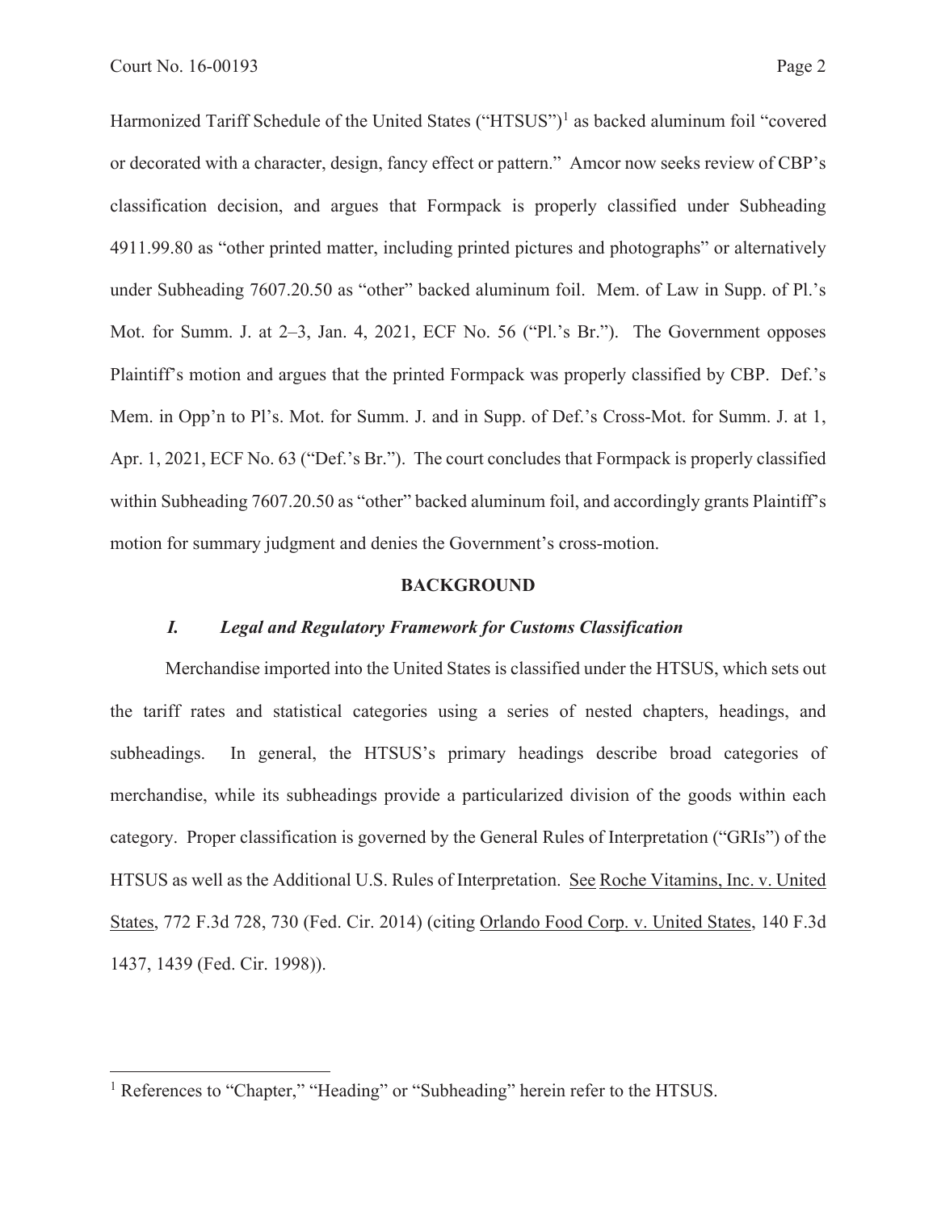Harmonized Tariff Schedule of the United States ("HTSUS")[1] as backed aluminum foil "covered or decorated with a character, design, fancy effect or pattern." Amcor now seeks review of CBP's classification decision, and argues that Formpack is properly classified under Subheading 4911.99.80 as "other printed matter, including printed pictures and photographs" or alternatively under Subheading 7607.20.50 as "other" backed aluminum foil. Mem. of Law in Supp. of Pl.'s Mot. for Summ. J. at 2–3, Jan. 4, 2021, ECF No. 56 ("Pl.'s Br."). The Government opposes Plaintiff's motion and argues that the printed Formpack was properly classified by CBP. Def.'s Mem. in Opp'n to Pl's. Mot. for Summ. J. and in Supp. of Def.'s Cross-Mot. for Summ. J. at 1, Apr. 1, 2021, ECF No. 63 ("Def.'s Br."). The court concludes that Formpack is properly classified within Subheading 7607.20.50 as "other" backed aluminum foil, and accordingly grants Plaintiff's motion for summary judgment and denies the Government's cross-motion.

## BACKGROUND

### *I. Legal and Regulatory Framework for Customs Classification*

Merchandise imported into the United States is classified under the HTSUS, which sets out the tariff rates and statistical categories using a series of nested chapters, headings, and subheadings. In general, the HTSUS's primary headings describe broad categories of merchandise, while its subheadings provide a particularized division of the goods within each category. Proper classification is governed by the General Rules of Interpretation ("GRIs") of the HTSUS as well as the Additional U.S. Rules of Interpretation. See Roche Vitamins, Inc. v. United States, 772 F.3d 728, 730 (Fed. Cir. 2014) (citing Orlando Food Corp. v. United States, 140 F.3d 1437, 1439 (Fed. Cir. 1998)).

---

[1] References to "Chapter," "Heading" or "Subheading" herein refer to the HTSUS.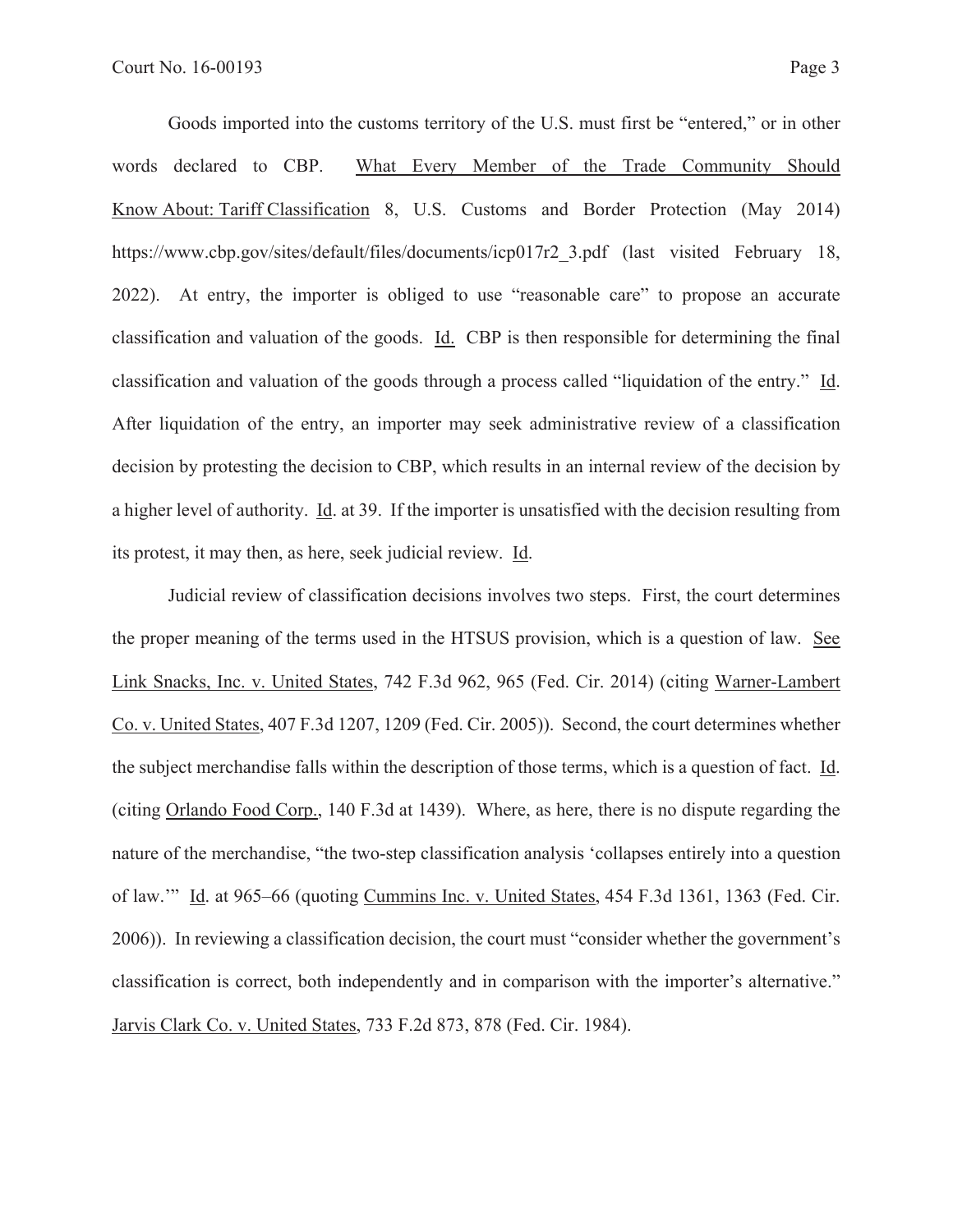Goods imported into the customs territory of the U.S. must first be "entered," or in other words declared to CBP. What Every Member of the Trade Community Should Know About: Tariff Classification 8, U.S. Customs and Border Protection (May 2014) https://www.cbp.gov/sites/default/files/documents/icp017r2_3.pdf (last visited February 18, 2022). At entry, the importer is obliged to use "reasonable care" to propose an accurate classification and valuation of the goods. Id. CBP is then responsible for determining the final classification and valuation of the goods through a process called "liquidation of the entry." Id. After liquidation of the entry, an importer may seek administrative review of a classification decision by protesting the decision to CBP, which results in an internal review of the decision by a higher level of authority. Id. at 39. If the importer is unsatisfied with the decision resulting from its protest, it may then, as here, seek judicial review. Id.

Judicial review of classification decisions involves two steps. First, the court determines the proper meaning of the terms used in the HTSUS provision, which is a question of law. See Link Snacks, Inc. v. United States, 742 F.3d 962, 965 (Fed. Cir. 2014) (citing Warner-Lambert Co. v. United States, 407 F.3d 1207, 1209 (Fed. Cir. 2005)). Second, the court determines whether the subject merchandise falls within the description of those terms, which is a question of fact. Id. (citing Orlando Food Corp., 140 F.3d at 1439). Where, as here, there is no dispute regarding the nature of the merchandise, "the two-step classification analysis 'collapses entirely into a question of law.'" Id. at 965–66 (quoting Cummins Inc. v. United States, 454 F.3d 1361, 1363 (Fed. Cir. 2006)). In reviewing a classification decision, the court must "consider whether the government's classification is correct, both independently and in comparison with the importer's alternative." Jarvis Clark Co. v. United States, 733 F.2d 873, 878 (Fed. Cir. 1984).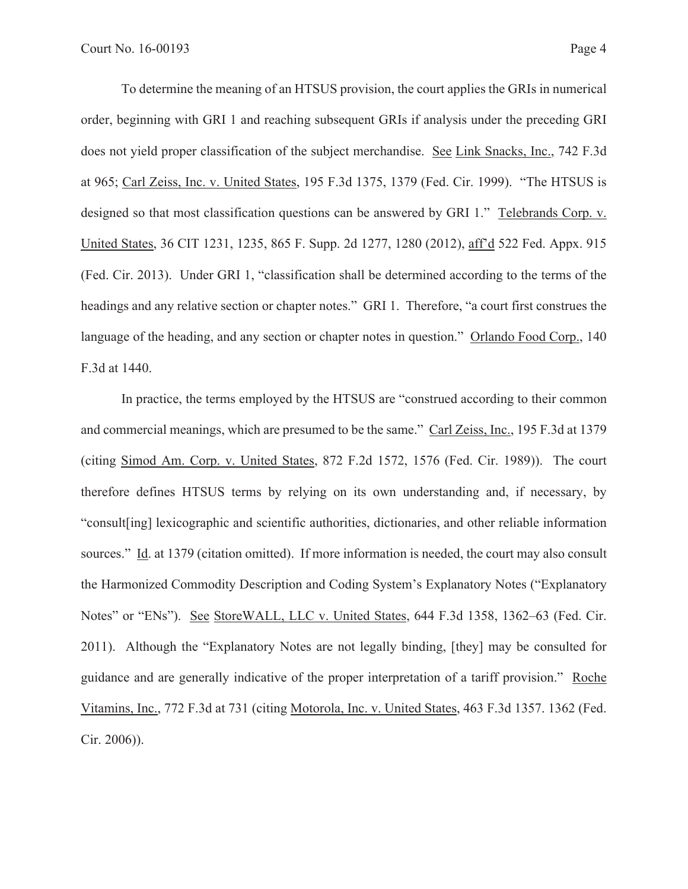To determine the meaning of an HTSUS provision, the court applies the GRIs in numerical order, beginning with GRI 1 and reaching subsequent GRIs if analysis under the preceding GRI does not yield proper classification of the subject merchandise. See Link Snacks, Inc., 742 F.3d at 965; Carl Zeiss, Inc. v. United States, 195 F.3d 1375, 1379 (Fed. Cir. 1999). "The HTSUS is designed so that most classification questions can be answered by GRI 1." Telebrands Corp. v. United States, 36 CIT 1231, 1235, 865 F. Supp. 2d 1277, 1280 (2012), aff'd 522 Fed. Appx. 915 (Fed. Cir. 2013). Under GRI 1, "classification shall be determined according to the terms of the headings and any relative section or chapter notes." GRI 1. Therefore, "a court first construes the language of the heading, and any section or chapter notes in question." Orlando Food Corp., 140 F.3d at 1440.

In practice, the terms employed by the HTSUS are "construed according to their common and commercial meanings, which are presumed to be the same." Carl Zeiss, Inc., 195 F.3d at 1379 (citing Simod Am. Corp. v. United States, 872 F.2d 1572, 1576 (Fed. Cir. 1989)). The court therefore defines HTSUS terms by relying on its own understanding and, if necessary, by "consult[ing] lexicographic and scientific authorities, dictionaries, and other reliable information sources." Id. at 1379 (citation omitted). If more information is needed, the court may also consult the Harmonized Commodity Description and Coding System's Explanatory Notes ("Explanatory Notes" or "ENs"). See StoreWALL, LLC v. United States, 644 F.3d 1358, 1362–63 (Fed. Cir. 2011). Although the "Explanatory Notes are not legally binding, [they] may be consulted for guidance and are generally indicative of the proper interpretation of a tariff provision." Roche Vitamins, Inc., 772 F.3d at 731 (citing Motorola, Inc. v. United States, 463 F.3d 1357. 1362 (Fed. Cir. 2006)).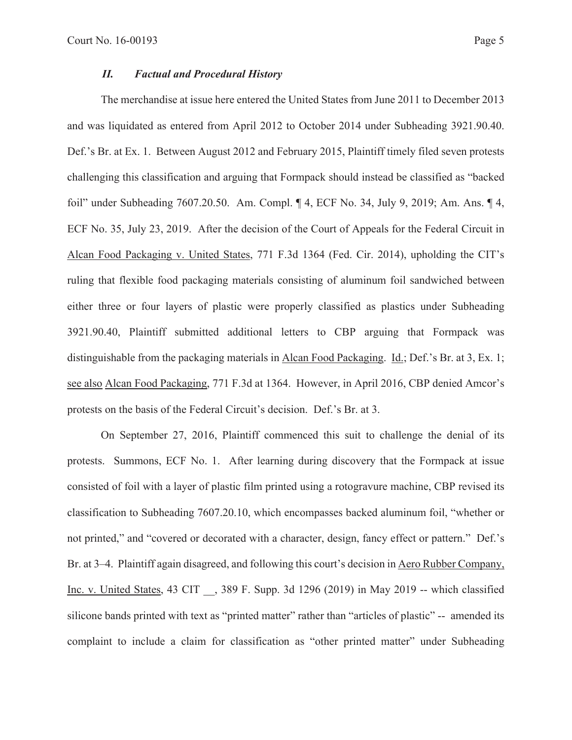## *II. Factual and Procedural History*

The merchandise at issue here entered the United States from June 2011 to December 2013 and was liquidated as entered from April 2012 to October 2014 under Subheading 3921.90.40. Def.'s Br. at Ex. 1. Between August 2012 and February 2015, Plaintiff timely filed seven protests challenging this classification and arguing that Formpack should instead be classified as "backed foil" under Subheading 7607.20.50. Am. Compl. ¶ 4, ECF No. 34, July 9, 2019; Am. Ans. ¶ 4, ECF No. 35, July 23, 2019. After the decision of the Court of Appeals for the Federal Circuit in Alcan Food Packaging v. United States, 771 F.3d 1364 (Fed. Cir. 2014), upholding the CIT's ruling that flexible food packaging materials consisting of aluminum foil sandwiched between either three or four layers of plastic were properly classified as plastics under Subheading 3921.90.40, Plaintiff submitted additional letters to CBP arguing that Formpack was distinguishable from the packaging materials in Alcan Food Packaging. Id.; Def.'s Br. at 3, Ex. 1; see also Alcan Food Packaging, 771 F.3d at 1364. However, in April 2016, CBP denied Amcor's protests on the basis of the Federal Circuit's decision. Def.'s Br. at 3.

On September 27, 2016, Plaintiff commenced this suit to challenge the denial of its protests. Summons, ECF No. 1. After learning during discovery that the Formpack at issue consisted of foil with a layer of plastic film printed using a rotogravure machine, CBP revised its classification to Subheading 7607.20.10, which encompasses backed aluminum foil, "whether or not printed," and "covered or decorated with a character, design, fancy effect or pattern." Def.'s Br. at 3–4. Plaintiff again disagreed, and following this court's decision in Aero Rubber Company, Inc. v. United States, 43 CIT __, 389 F. Supp. 3d 1296 (2019) in May 2019 -- which classified silicone bands printed with text as "printed matter" rather than "articles of plastic" -- amended its complaint to include a claim for classification as "other printed matter" under Subheading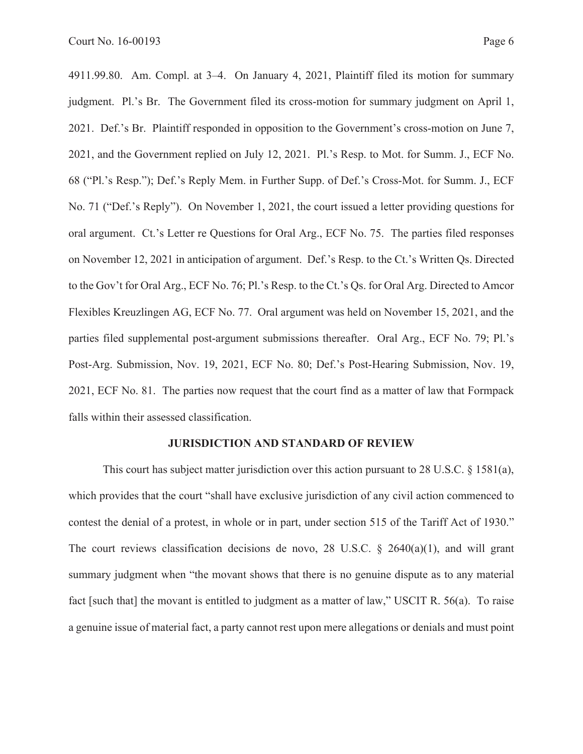4911.99.80. Am. Compl. at 3–4. On January 4, 2021, Plaintiff filed its motion for summary judgment. Pl.'s Br. The Government filed its cross-motion for summary judgment on April 1, 2021. Def.'s Br. Plaintiff responded in opposition to the Government's cross-motion on June 7, 2021, and the Government replied on July 12, 2021. Pl.'s Resp. to Mot. for Summ. J., ECF No. 68 ("Pl.'s Resp."); Def.'s Reply Mem. in Further Supp. of Def.'s Cross-Mot. for Summ. J., ECF No. 71 ("Def.'s Reply"). On November 1, 2021, the court issued a letter providing questions for oral argument. Ct.'s Letter re Questions for Oral Arg., ECF No. 75. The parties filed responses on November 12, 2021 in anticipation of argument. Def.'s Resp. to the Ct.'s Written Qs. Directed to the Gov't for Oral Arg., ECF No. 76; Pl.'s Resp. to the Ct.'s Qs. for Oral Arg. Directed to Amcor Flexibles Kreuzlingen AG, ECF No. 77. Oral argument was held on November 15, 2021, and the parties filed supplemental post-argument submissions thereafter. Oral Arg., ECF No. 79; Pl.'s Post-Arg. Submission, Nov. 19, 2021, ECF No. 80; Def.'s Post-Hearing Submission, Nov. 19, 2021, ECF No. 81. The parties now request that the court find as a matter of law that Formpack falls within their assessed classification.

## JURISDICTION AND STANDARD OF REVIEW

This court has subject matter jurisdiction over this action pursuant to 28 U.S.C. § 1581(a), which provides that the court "shall have exclusive jurisdiction of any civil action commenced to contest the denial of a protest, in whole or in part, under section 515 of the Tariff Act of 1930." The court reviews classification decisions de novo, 28 U.S.C. § 2640(a)(1), and will grant summary judgment when "the movant shows that there is no genuine dispute as to any material fact [such that] the movant is entitled to judgment as a matter of law," USCIT R. 56(a). To raise a genuine issue of material fact, a party cannot rest upon mere allegations or denials and must point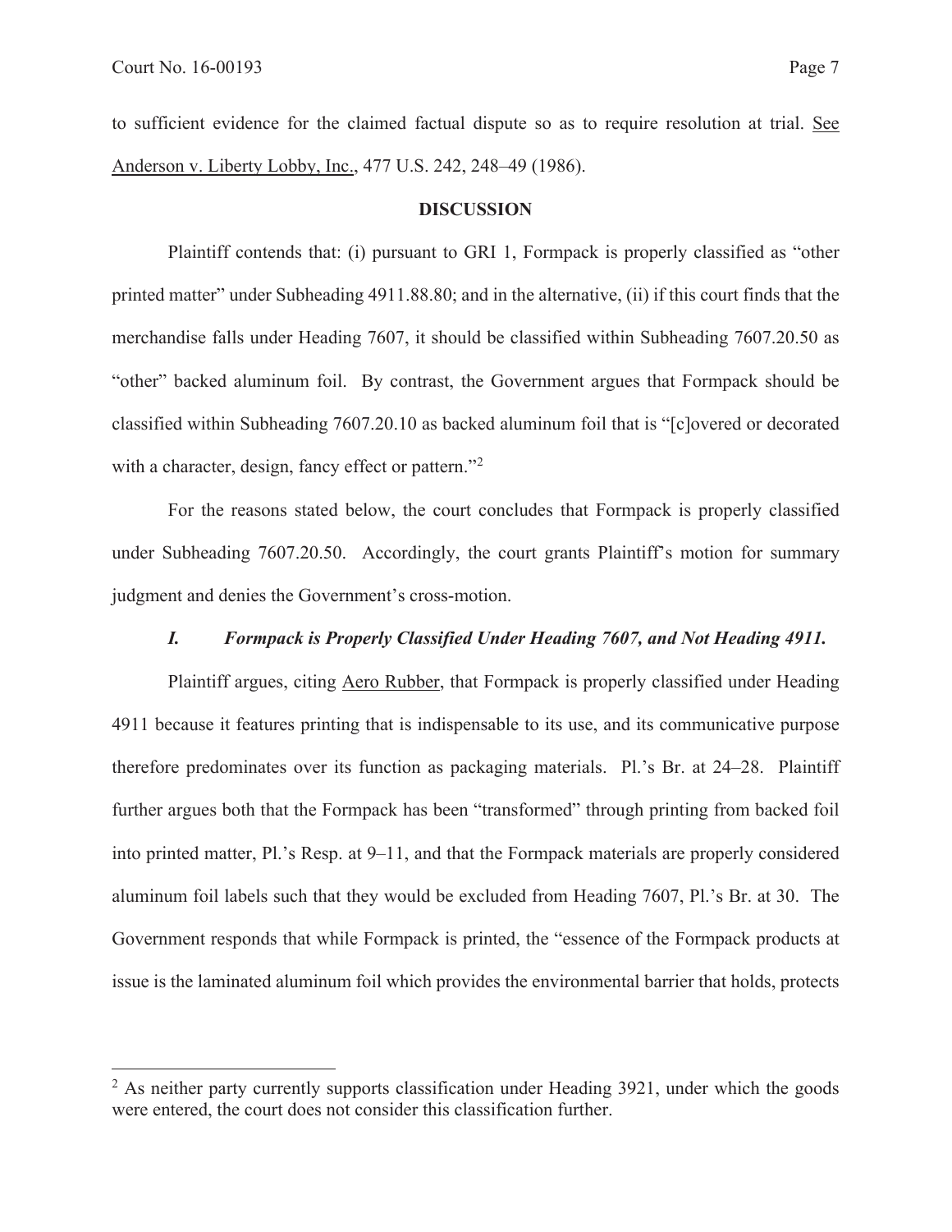to sufficient evidence for the claimed factual dispute so as to require resolution at trial. See Anderson v. Liberty Lobby, Inc., 477 U.S. 242, 248–49 (1986).

## DISCUSSION

Plaintiff contends that: (i) pursuant to GRI 1, Formpack is properly classified as "other printed matter" under Subheading 4911.88.80; and in the alternative, (ii) if this court finds that the merchandise falls under Heading 7607, it should be classified within Subheading 7607.20.50 as "other" backed aluminum foil. By contrast, the Government argues that Formpack should be classified within Subheading 7607.20.10 as backed aluminum foil that is "[c]overed or decorated with a character, design, fancy effect or pattern."[2]

For the reasons stated below, the court concludes that Formpack is properly classified under Subheading 7607.20.50. Accordingly, the court grants Plaintiff's motion for summary judgment and denies the Government's cross-motion.

### *I. Formpack is Properly Classified Under Heading 7607, and Not Heading 4911.*

Plaintiff argues, citing Aero Rubber, that Formpack is properly classified under Heading 4911 because it features printing that is indispensable to its use, and its communicative purpose therefore predominates over its function as packaging materials. Pl.'s Br. at 24–28. Plaintiff further argues both that the Formpack has been "transformed" through printing from backed foil into printed matter, Pl.'s Resp. at 9–11, and that the Formpack materials are properly considered aluminum foil labels such that they would be excluded from Heading 7607, Pl.'s Br. at 30. The Government responds that while Formpack is printed, the "essence of the Formpack products at issue is the laminated aluminum foil which provides the environmental barrier that holds, protects

---

[2] As neither party currently supports classification under Heading 3921, under which the goods were entered, the court does not consider this classification further.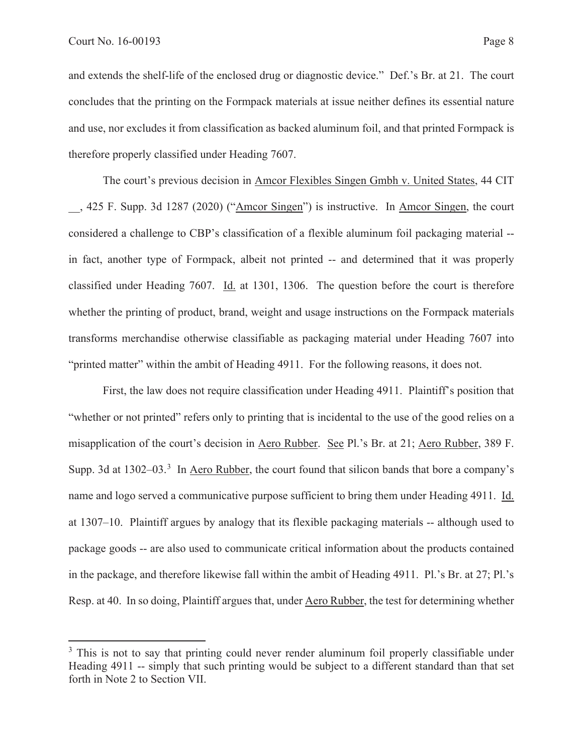and extends the shelf-life of the enclosed drug or diagnostic device." Def.'s Br. at 21. The court concludes that the printing on the Formpack materials at issue neither defines its essential nature and use, nor excludes it from classification as backed aluminum foil, and that printed Formpack is therefore properly classified under Heading 7607.

The court's previous decision in Amcor Flexibles Singen Gmbh v. United States, 44 CIT __, 425 F. Supp. 3d 1287 (2020) ("Amcor Singen") is instructive. In Amcor Singen, the court considered a challenge to CBP's classification of a flexible aluminum foil packaging material -- in fact, another type of Formpack, albeit not printed -- and determined that it was properly classified under Heading 7607. Id. at 1301, 1306. The question before the court is therefore whether the printing of product, brand, weight and usage instructions on the Formpack materials transforms merchandise otherwise classifiable as packaging material under Heading 7607 into "printed matter" within the ambit of Heading 4911. For the following reasons, it does not.

First, the law does not require classification under Heading 4911. Plaintiff's position that "whether or not printed" refers only to printing that is incidental to the use of the good relies on a misapplication of the court's decision in Aero Rubber. See Pl.'s Br. at 21; Aero Rubber, 389 F. Supp. 3d at 1302–03.[3] In Aero Rubber, the court found that silicon bands that bore a company's name and logo served a communicative purpose sufficient to bring them under Heading 4911. Id. at 1307–10. Plaintiff argues by analogy that its flexible packaging materials -- although used to package goods -- are also used to communicate critical information about the products contained in the package, and therefore likewise fall within the ambit of Heading 4911. Pl.'s Br. at 27; Pl.'s Resp. at 40. In so doing, Plaintiff argues that, under Aero Rubber, the test for determining whether

[3] This is not to say that printing could never render aluminum foil properly classifiable under Heading 4911 -- simply that such printing would be subject to a different standard than that set forth in Note 2 to Section VII.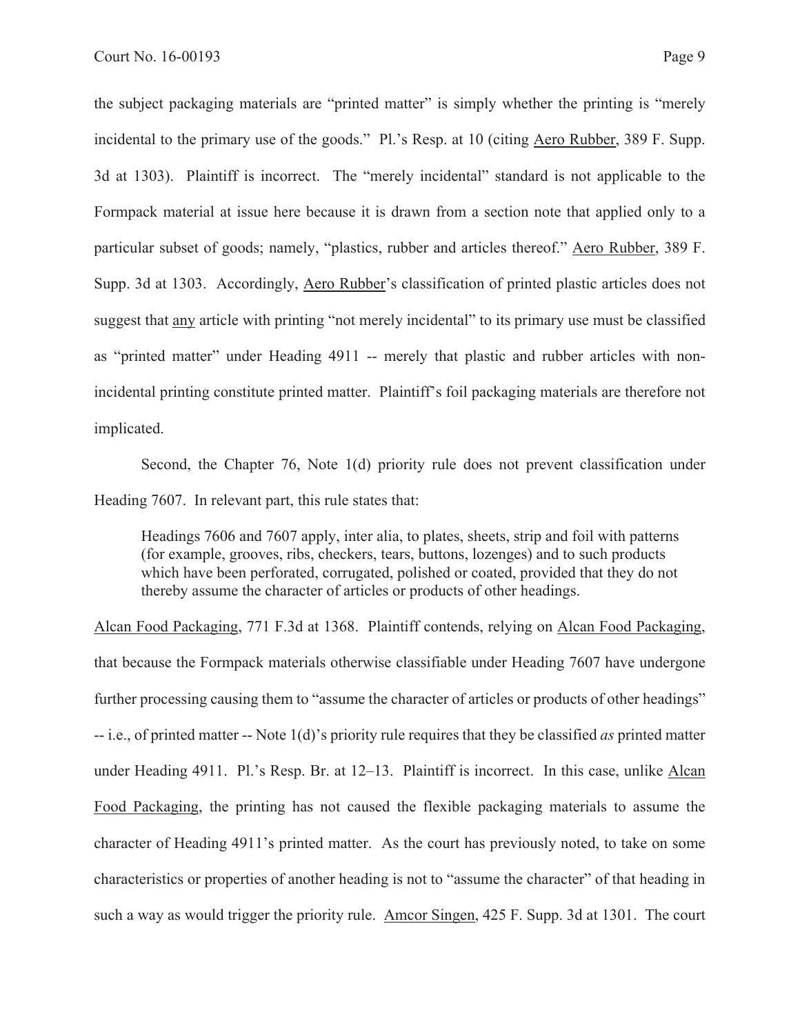the subject packaging materials are "printed matter" is simply whether the printing is "merely incidental to the primary use of the goods." Pl.'s Resp. at 10 (citing Aero Rubber, 389 F. Supp. 3d at 1303). Plaintiff is incorrect. The "merely incidental" standard is not applicable to the Formpack material at issue here because it is drawn from a section note that applied only to a particular subset of goods; namely, "plastics, rubber and articles thereof." Aero Rubber, 389 F. Supp. 3d at 1303. Accordingly, Aero Rubber's classification of printed plastic articles does not suggest that any article with printing "not merely incidental" to its primary use must be classified as "printed matter" under Heading 4911 -- merely that plastic and rubber articles with non-incidental printing constitute printed matter. Plaintiff's foil packaging materials are therefore not implicated.

Second, the Chapter 76, Note 1(d) priority rule does not prevent classification under Heading 7607. In relevant part, this rule states that:

> Headings 7606 and 7607 apply, inter alia, to plates, sheets, strip and foil with patterns (for example, grooves, ribs, checkers, tears, buttons, lozenges) and to such products which have been perforated, corrugated, polished or coated, provided that they do not thereby assume the character of articles or products of other headings.

Alcan Food Packaging, 771 F.3d at 1368. Plaintiff contends, relying on Alcan Food Packaging, that because the Formpack materials otherwise classifiable under Heading 7607 have undergone further processing causing them to "assume the character of articles or products of other headings" -- i.e., of printed matter -- Note 1(d)'s priority rule requires that they be classified *as* printed matter under Heading 4911. Pl.'s Resp. Br. at 12–13. Plaintiff is incorrect. In this case, unlike Alcan Food Packaging, the printing has not caused the flexible packaging materials to assume the character of Heading 4911's printed matter. As the court has previously noted, to take on some characteristics or properties of another heading is not to "assume the character" of that heading in such a way as would trigger the priority rule. Amcor Singen, 425 F. Supp. 3d at 1301. The court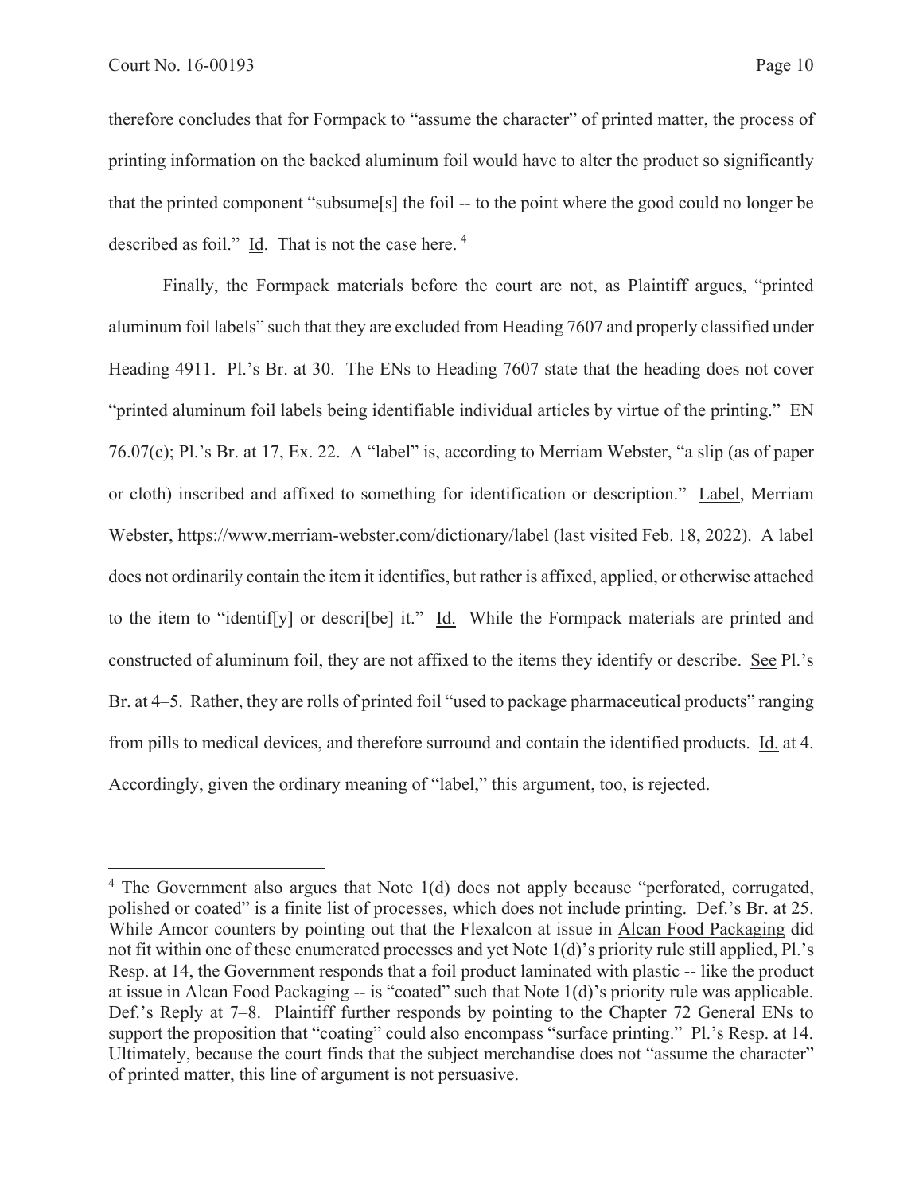therefore concludes that for Formpack to "assume the character" of printed matter, the process of printing information on the backed aluminum foil would have to alter the product so significantly that the printed component "subsume[s] the foil -- to the point where the good could no longer be described as foil." Id. That is not the case here.[4]

Finally, the Formpack materials before the court are not, as Plaintiff argues, "printed aluminum foil labels" such that they are excluded from Heading 7607 and properly classified under Heading 4911. Pl.'s Br. at 30. The ENs to Heading 7607 state that the heading does not cover "printed aluminum foil labels being identifiable individual articles by virtue of the printing." EN 76.07(c); Pl.'s Br. at 17, Ex. 22. A "label" is, according to Merriam Webster, "a slip (as of paper or cloth) inscribed and affixed to something for identification or description." Label, Merriam Webster, https://www.merriam-webster.com/dictionary/label (last visited Feb. 18, 2022). A label does not ordinarily contain the item it identifies, but rather is affixed, applied, or otherwise attached to the item to "identif[y] or descri[be] it." Id. While the Formpack materials are printed and constructed of aluminum foil, they are not affixed to the items they identify or describe. See Pl.'s Br. at 4–5. Rather, they are rolls of printed foil "used to package pharmaceutical products" ranging from pills to medical devices, and therefore surround and contain the identified products. Id. at 4. Accordingly, given the ordinary meaning of "label," this argument, too, is rejected.

---

[4] The Government also argues that Note 1(d) does not apply because "perforated, corrugated, polished or coated" is a finite list of processes, which does not include printing. Def.'s Br. at 25. While Amcor counters by pointing out that the Flexalcon at issue in Alcan Food Packaging did not fit within one of these enumerated processes and yet Note 1(d)'s priority rule still applied, Pl.'s Resp. at 14, the Government responds that a foil product laminated with plastic -- like the product at issue in Alcan Food Packaging -- is "coated" such that Note 1(d)'s priority rule was applicable. Def.'s Reply at 7–8. Plaintiff further responds by pointing to the Chapter 72 General ENs to support the proposition that "coating" could also encompass "surface printing." Pl.'s Resp. at 14. Ultimately, because the court finds that the subject merchandise does not "assume the character" of printed matter, this line of argument is not persuasive.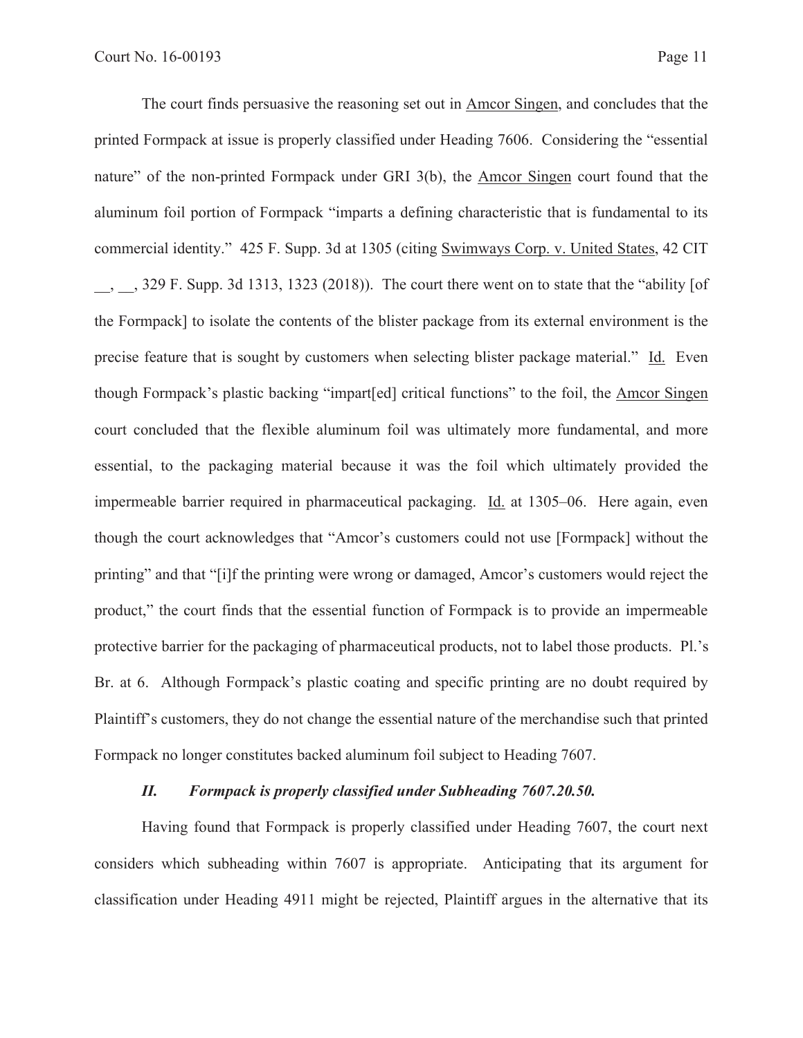The court finds persuasive the reasoning set out in Amcor Singen, and concludes that the printed Formpack at issue is properly classified under Heading 7606. Considering the "essential nature" of the non-printed Formpack under GRI 3(b), the Amcor Singen court found that the aluminum foil portion of Formpack "imparts a defining characteristic that is fundamental to its commercial identity." 425 F. Supp. 3d at 1305 (citing Swimways Corp. v. United States, 42 CIT __, __, 329 F. Supp. 3d 1313, 1323 (2018)). The court there went on to state that the "ability [of the Formpack] to isolate the contents of the blister package from its external environment is the precise feature that is sought by customers when selecting blister package material." Id. Even though Formpack's plastic backing "impart[ed] critical functions" to the foil, the Amcor Singen court concluded that the flexible aluminum foil was ultimately more fundamental, and more essential, to the packaging material because it was the foil which ultimately provided the impermeable barrier required in pharmaceutical packaging. Id. at 1305–06. Here again, even though the court acknowledges that "Amcor's customers could not use [Formpack] without the printing" and that "[i]f the printing were wrong or damaged, Amcor's customers would reject the product," the court finds that the essential function of Formpack is to provide an impermeable protective barrier for the packaging of pharmaceutical products, not to label those products. Pl.'s Br. at 6. Although Formpack's plastic coating and specific printing are no doubt required by Plaintiff's customers, they do not change the essential nature of the merchandise such that printed Formpack no longer constitutes backed aluminum foil subject to Heading 7607.

### *II. Formpack is properly classified under Subheading 7607.20.50.*

Having found that Formpack is properly classified under Heading 7607, the court next considers which subheading within 7607 is appropriate. Anticipating that its argument for classification under Heading 4911 might be rejected, Plaintiff argues in the alternative that its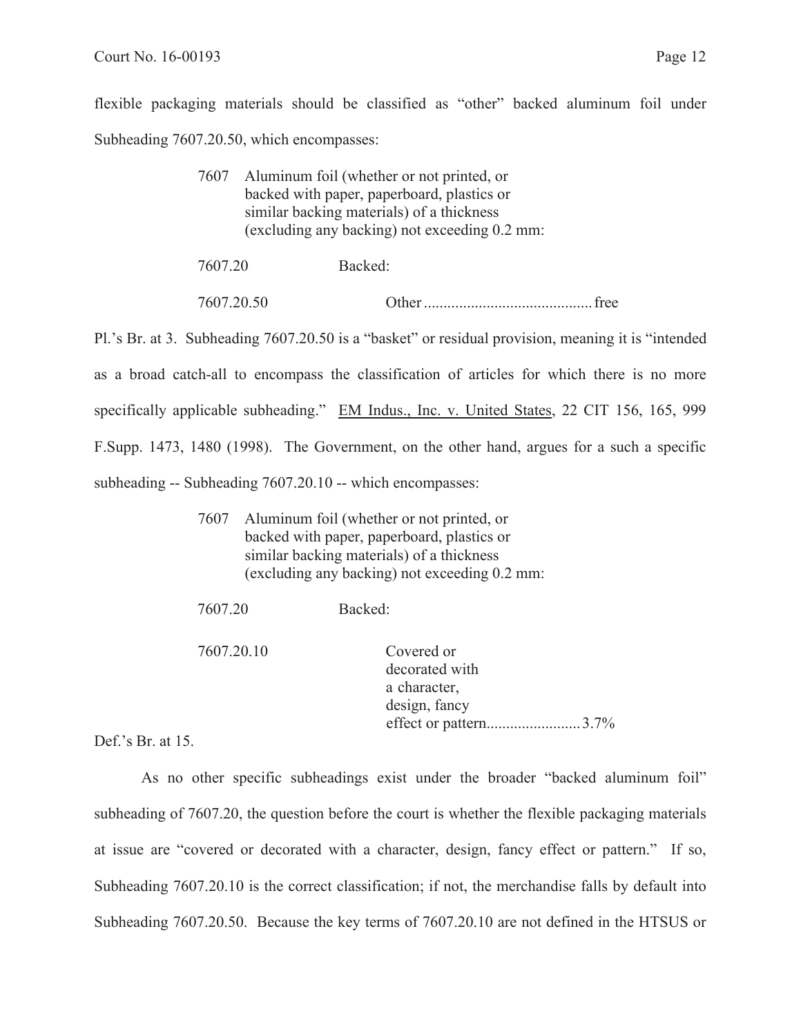flexible packaging materials should be classified as "other" backed aluminum foil under Subheading 7607.20.50, which encompasses:

> 7607 Aluminum foil (whether or not printed, or backed with paper, paperboard, plastics or similar backing materials) of a thickness (excluding any backing) not exceeding 0.2 mm:
>
> 7607.20 Backed:
>
> 7607.20.50 Other ........................................... free

Pl.'s Br. at 3. Subheading 7607.20.50 is a "basket" or residual provision, meaning it is "intended as a broad catch-all to encompass the classification of articles for which there is no more specifically applicable subheading." <u>EM Indus., Inc. v. United States</u>, 22 CIT 156, 165, 999 F.Supp. 1473, 1480 (1998). The Government, on the other hand, argues for a such a specific subheading -- Subheading 7607.20.10 -- which encompasses:

> 7607 Aluminum foil (whether or not printed, or backed with paper, paperboard, plastics or similar backing materials) of a thickness (excluding any backing) not exceeding 0.2 mm:
>
> 7607.20 Backed:
>
> 7607.20.10 Covered or decorated with a character, design, fancy effect or pattern........................ 3.7%

Def.'s Br. at 15.

As no other specific subheadings exist under the broader "backed aluminum foil" subheading of 7607.20, the question before the court is whether the flexible packaging materials at issue are "covered or decorated with a character, design, fancy effect or pattern." If so, Subheading 7607.20.10 is the correct classification; if not, the merchandise falls by default into Subheading 7607.20.50. Because the key terms of 7607.20.10 are not defined in the HTSUS or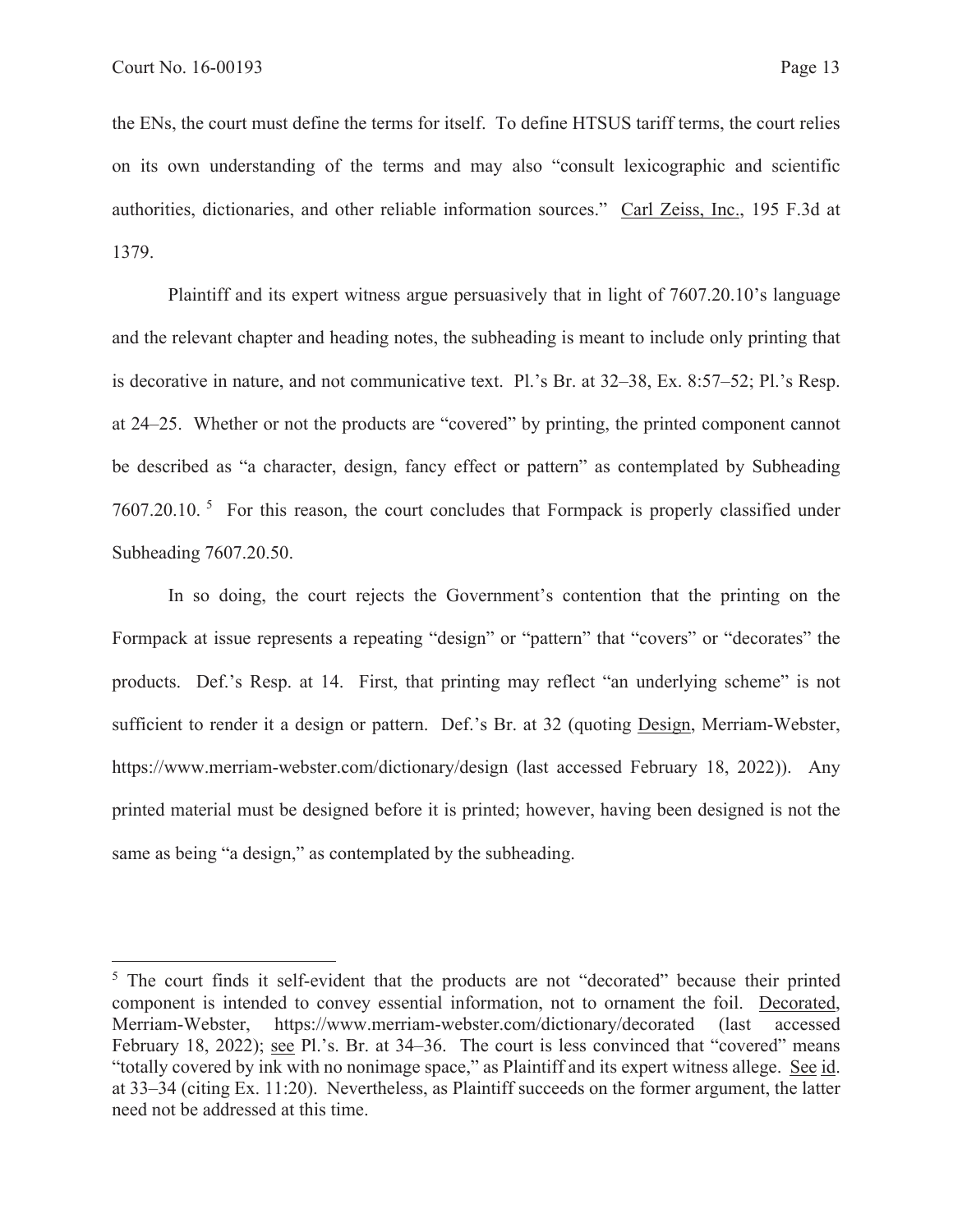the ENs, the court must define the terms for itself. To define HTSUS tariff terms, the court relies on its own understanding of the terms and may also "consult lexicographic and scientific authorities, dictionaries, and other reliable information sources." Carl Zeiss, Inc., 195 F.3d at 1379.

Plaintiff and its expert witness argue persuasively that in light of 7607.20.10's language and the relevant chapter and heading notes, the subheading is meant to include only printing that is decorative in nature, and not communicative text. Pl.'s Br. at 32–38, Ex. 8:57–52; Pl.'s Resp. at 24–25. Whether or not the products are "covered" by printing, the printed component cannot be described as "a character, design, fancy effect or pattern" as contemplated by Subheading 7607.20.10. [5] For this reason, the court concludes that Formpack is properly classified under Subheading 7607.20.50.

In so doing, the court rejects the Government's contention that the printing on the Formpack at issue represents a repeating "design" or "pattern" that "covers" or "decorates" the products. Def.'s Resp. at 14. First, that printing may reflect "an underlying scheme" is not sufficient to render it a design or pattern. Def.'s Br. at 32 (quoting Design, Merriam-Webster, https://www.merriam-webster.com/dictionary/design (last accessed February 18, 2022)). Any printed material must be designed before it is printed; however, having been designed is not the same as being "a design," as contemplated by the subheading.

---

[5] The court finds it self-evident that the products are not "decorated" because their printed component is intended to convey essential information, not to ornament the foil. Decorated, Merriam-Webster, https://www.merriam-webster.com/dictionary/decorated (last accessed February 18, 2022); see Pl.'s. Br. at 34–36. The court is less convinced that "covered" means "totally covered by ink with no nonimage space," as Plaintiff and its expert witness allege. See id. at 33–34 (citing Ex. 11:20). Nevertheless, as Plaintiff succeeds on the former argument, the latter need not be addressed at this time.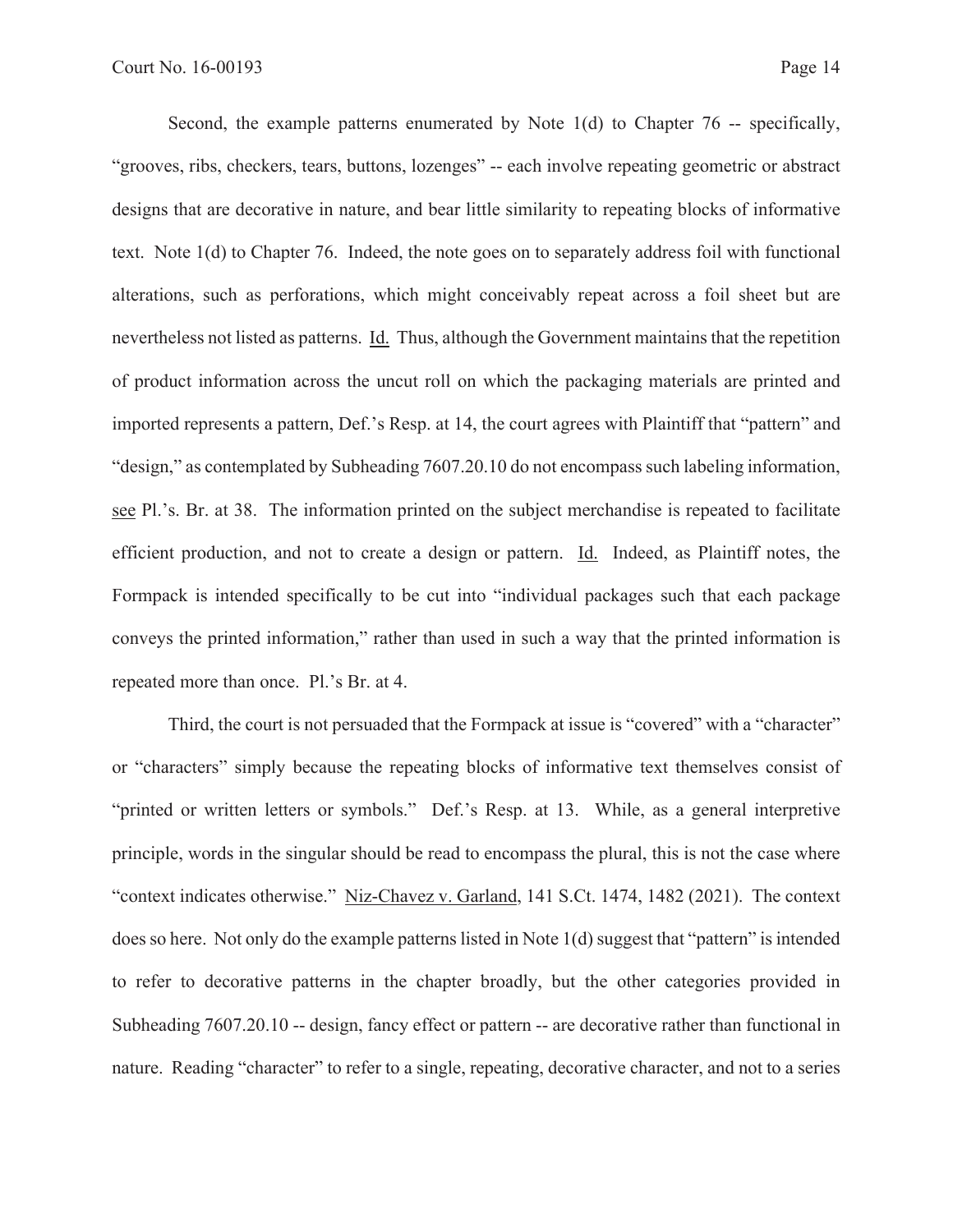Second, the example patterns enumerated by Note 1(d) to Chapter 76 -- specifically, "grooves, ribs, checkers, tears, buttons, lozenges" -- each involve repeating geometric or abstract designs that are decorative in nature, and bear little similarity to repeating blocks of informative text. Note 1(d) to Chapter 76. Indeed, the note goes on to separately address foil with functional alterations, such as perforations, which might conceivably repeat across a foil sheet but are nevertheless not listed as patterns. Id. Thus, although the Government maintains that the repetition of product information across the uncut roll on which the packaging materials are printed and imported represents a pattern, Def.'s Resp. at 14, the court agrees with Plaintiff that "pattern" and "design," as contemplated by Subheading 7607.20.10 do not encompass such labeling information, see Pl.'s Br. at 38. The information printed on the subject merchandise is repeated to facilitate efficient production, and not to create a design or pattern. Id. Indeed, as Plaintiff notes, the Formpack is intended specifically to be cut into "individual packages such that each package conveys the printed information," rather than used in such a way that the printed information is repeated more than once. Pl.'s Br. at 4.

Third, the court is not persuaded that the Formpack at issue is "covered" with a "character" or "characters" simply because the repeating blocks of informative text themselves consist of "printed or written letters or symbols." Def.'s Resp. at 13. While, as a general interpretive principle, words in the singular should be read to encompass the plural, this is not the case where "context indicates otherwise." Niz-Chavez v. Garland, 141 S.Ct. 1474, 1482 (2021). The context does so here. Not only do the example patterns listed in Note 1(d) suggest that "pattern" is intended to refer to decorative patterns in the chapter broadly, but the other categories provided in Subheading 7607.20.10 -- design, fancy effect or pattern -- are decorative rather than functional in nature. Reading "character" to refer to a single, repeating, decorative character, and not to a series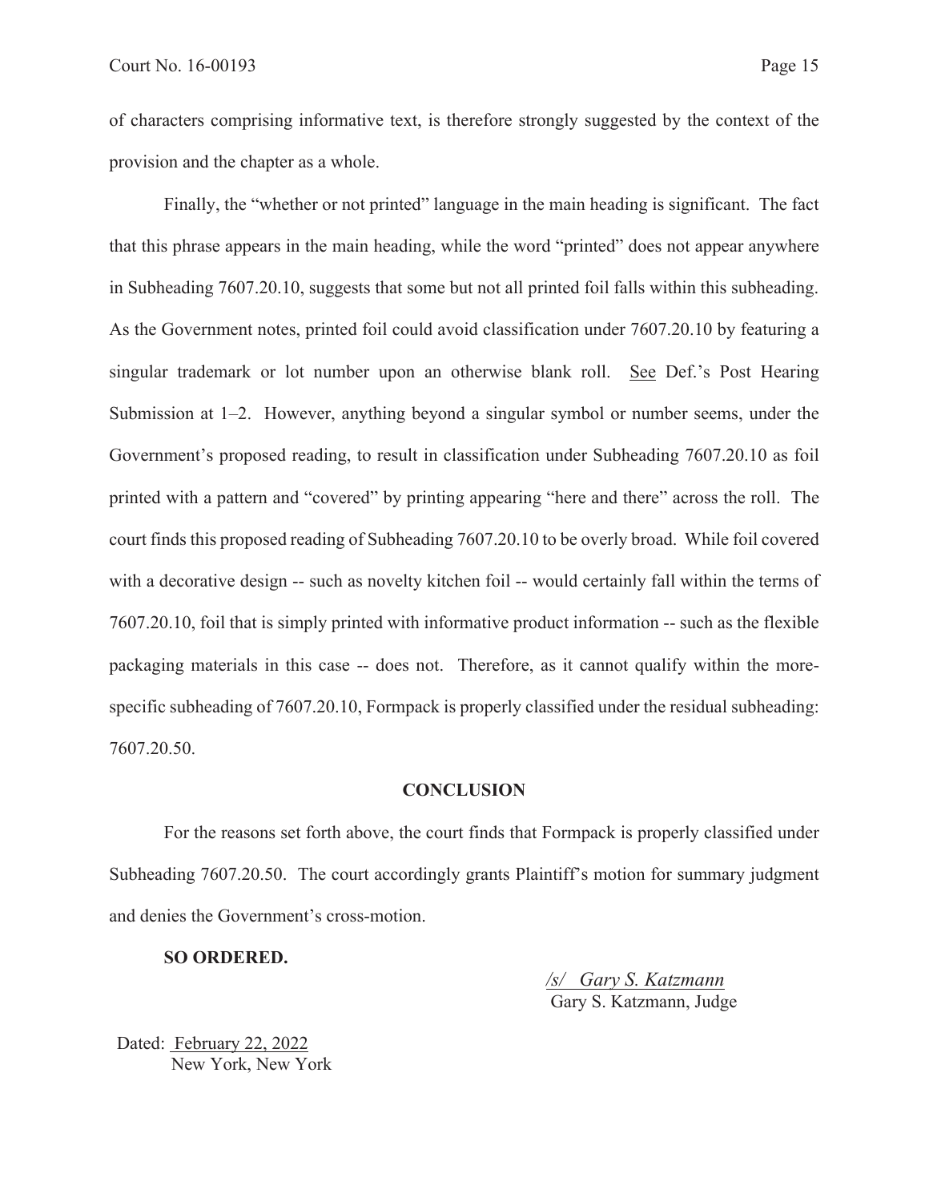of characters comprising informative text, is therefore strongly suggested by the context of the provision and the chapter as a whole.

Finally, the "whether or not printed" language in the main heading is significant. The fact that this phrase appears in the main heading, while the word "printed" does not appear anywhere in Subheading 7607.20.10, suggests that some but not all printed foil falls within this subheading. As the Government notes, printed foil could avoid classification under 7607.20.10 by featuring a singular trademark or lot number upon an otherwise blank roll. See Def.'s Post Hearing Submission at 1–2. However, anything beyond a singular symbol or number seems, under the Government's proposed reading, to result in classification under Subheading 7607.20.10 as foil printed with a pattern and "covered" by printing appearing "here and there" across the roll. The court finds this proposed reading of Subheading 7607.20.10 to be overly broad. While foil covered with a decorative design -- such as novelty kitchen foil -- would certainly fall within the terms of 7607.20.10, foil that is simply printed with informative product information -- such as the flexible packaging materials in this case -- does not. Therefore, as it cannot qualify within the more-specific subheading of 7607.20.10, Formpack is properly classified under the residual subheading: 7607.20.50.

## CONCLUSION

For the reasons set forth above, the court finds that Formpack is properly classified under Subheading 7607.20.50. The court accordingly grants Plaintiff's motion for summary judgment and denies the Government's cross-motion.

**SO ORDERED.**

*/s/ Gary S. Katzmann*
Gary S. Katzmann, Judge

Dated: February 22, 2022
New York, New York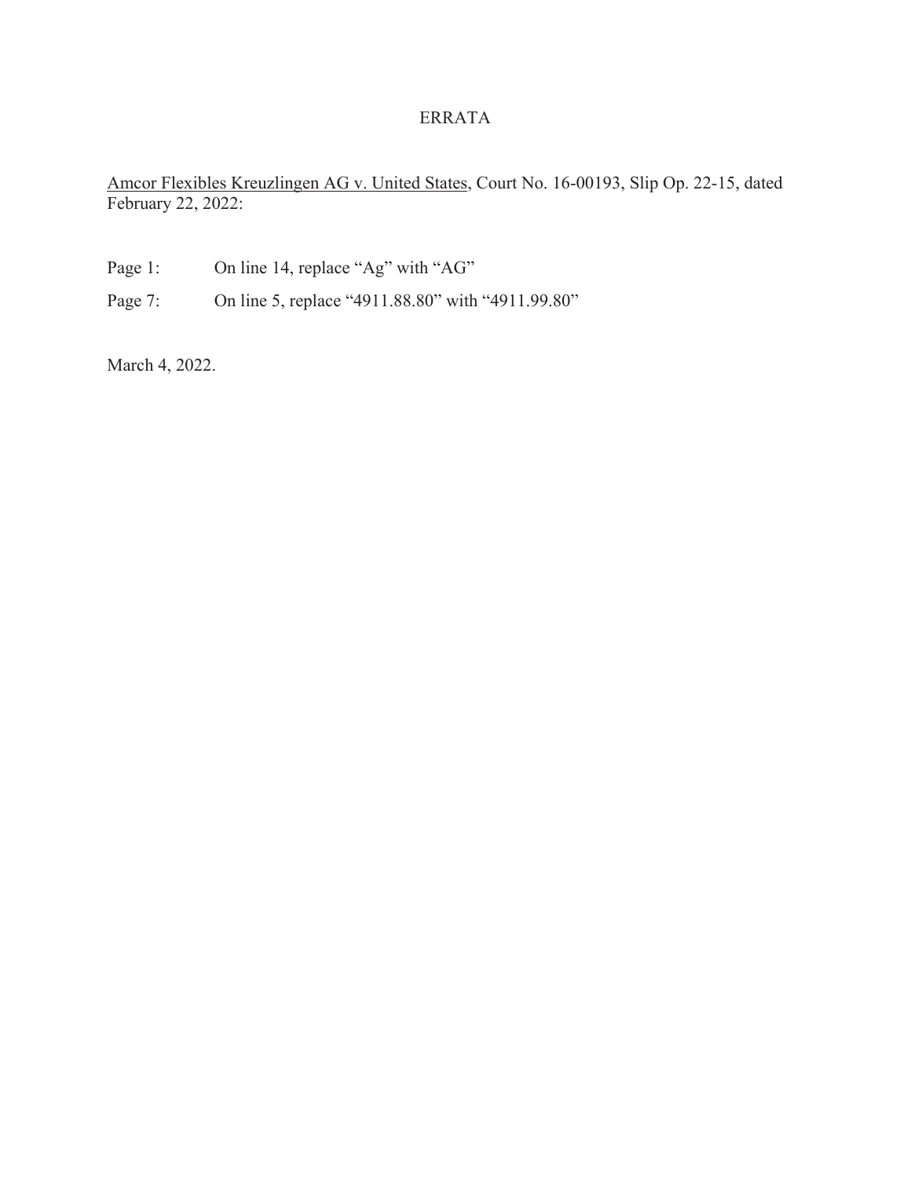# ERRATA

<u>Amcor Flexibles Kreuzlingen AG v. United States</u>, Court No. 16-00193, Slip Op. 22-15, dated February 22, 2022:

Page 1: On line 14, replace “Ag” with “AG”

Page 7: On line 5, replace “4911.88.80” with “4911.99.80”

March 4, 2022.